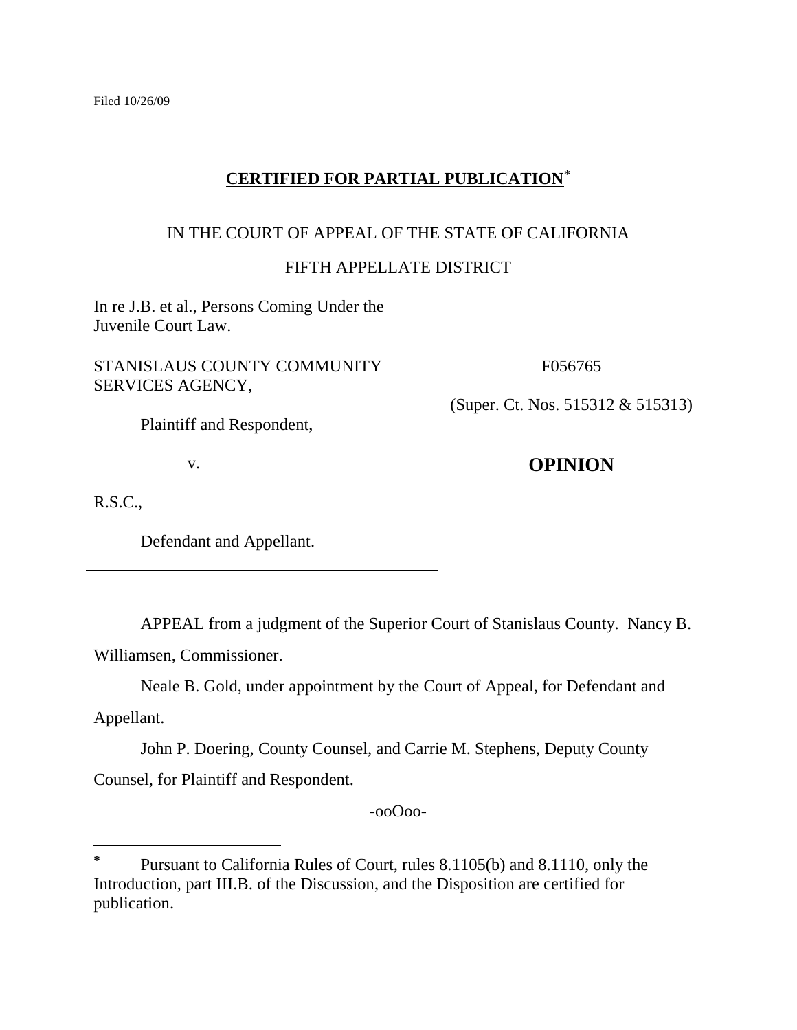Filed 10/26/09

**CERTIFIED FOR PARTIAL PUBLICATION**[*]

IN THE COURT OF APPEAL OF THE STATE OF CALIFORNIA

FIFTH APPELLATE DISTRICT

| | |
|---|---|
| In re J.B. et al., Persons Coming Under the Juvenile Court Law. | |
| STANISLAUS COUNTY COMMUNITY SERVICES AGENCY,<br><br>Plaintiff and Respondent,<br><br>v.<br><br>R.S.C.,<br><br>Defendant and Appellant. | F056765<br><br>(Super. Ct. Nos. 515312 & 515313)<br><br>**OPINION** |

APPEAL from a judgment of the Superior Court of Stanislaus County. Nancy B. Williamsen, Commissioner.

Neale B. Gold, under appointment by the Court of Appeal, for Defendant and Appellant.

John P. Doering, County Counsel, and Carrie M. Stephens, Deputy County Counsel, for Plaintiff and Respondent.

-ooOoo-

---

[*] Pursuant to California Rules of Court, rules 8.1105(b) and 8.1110, only the Introduction, part III.B. of the Discussion, and the Disposition are certified for publication.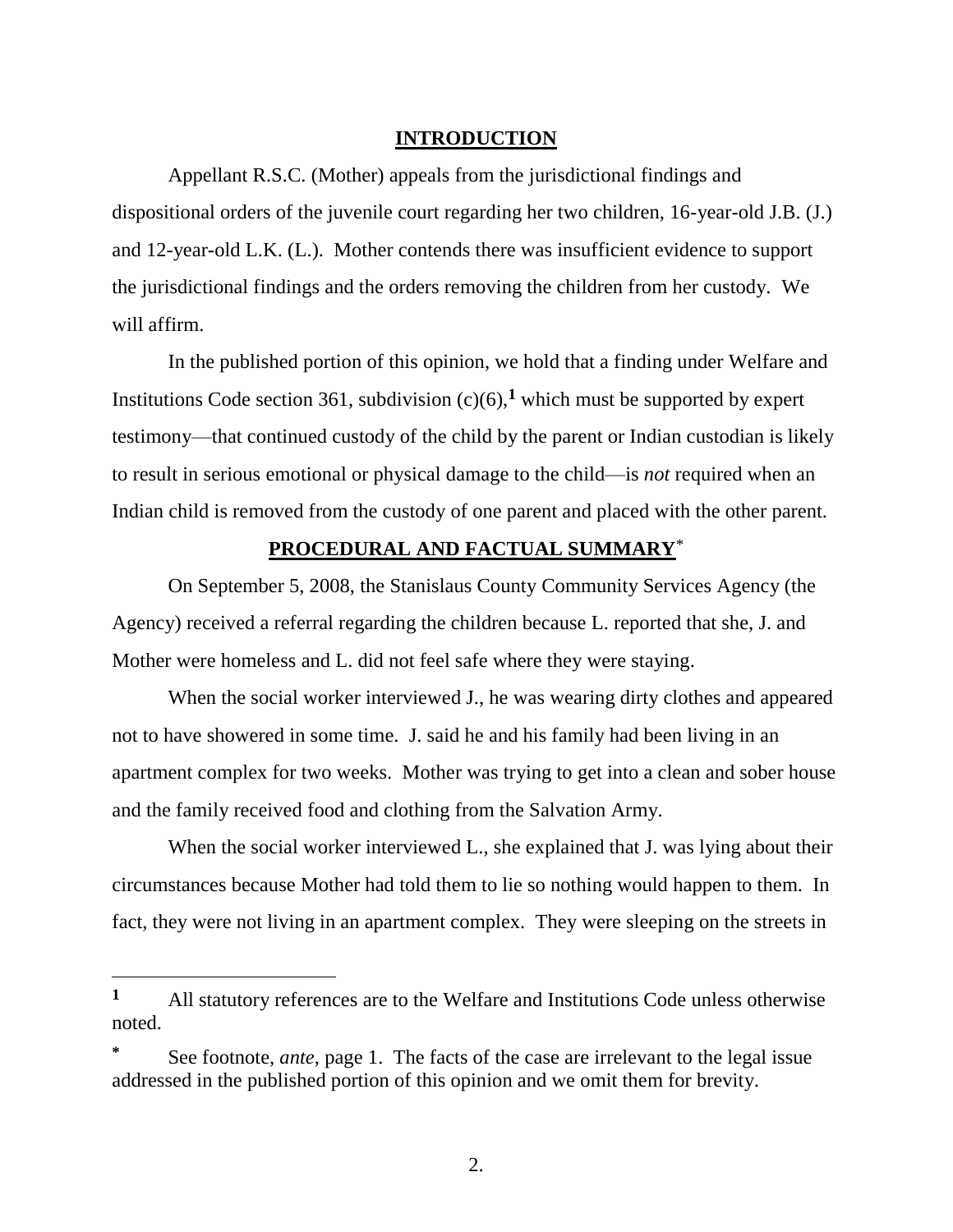## INTRODUCTION

Appellant R.S.C. (Mother) appeals from the jurisdictional findings and dispositional orders of the juvenile court regarding her two children, 16-year-old J.B. (J.) and 12-year-old L.K. (L.). Mother contends there was insufficient evidence to support the jurisdictional findings and the orders removing the children from her custody. We will affirm.

In the published portion of this opinion, we hold that a finding under Welfare and Institutions Code section 361, subdivision (c)(6),[1] which must be supported by expert testimony—that continued custody of the child by the parent or Indian custodian is likely to result in serious emotional or physical damage to the child—is *not* required when an Indian child is removed from the custody of one parent and placed with the other parent.

## PROCEDURAL AND FACTUAL SUMMARY[*]

On September 5, 2008, the Stanislaus County Community Services Agency (the Agency) received a referral regarding the children because L. reported that she, J. and Mother were homeless and L. did not feel safe where they were staying.

When the social worker interviewed J., he was wearing dirty clothes and appeared not to have showered in some time. J. said he and his family had been living in an apartment complex for two weeks. Mother was trying to get into a clean and sober house and the family received food and clothing from the Salvation Army.

When the social worker interviewed L., she explained that J. was lying about their circumstances because Mother had told them to lie so nothing would happen to them. In fact, they were not living in an apartment complex. They were sleeping on the streets in

---

[1] All statutory references are to the Welfare and Institutions Code unless otherwise noted.

[*] See footnote, *ante*, page 1. The facts of the case are irrelevant to the legal issue addressed in the published portion of this opinion and we omit them for brevity.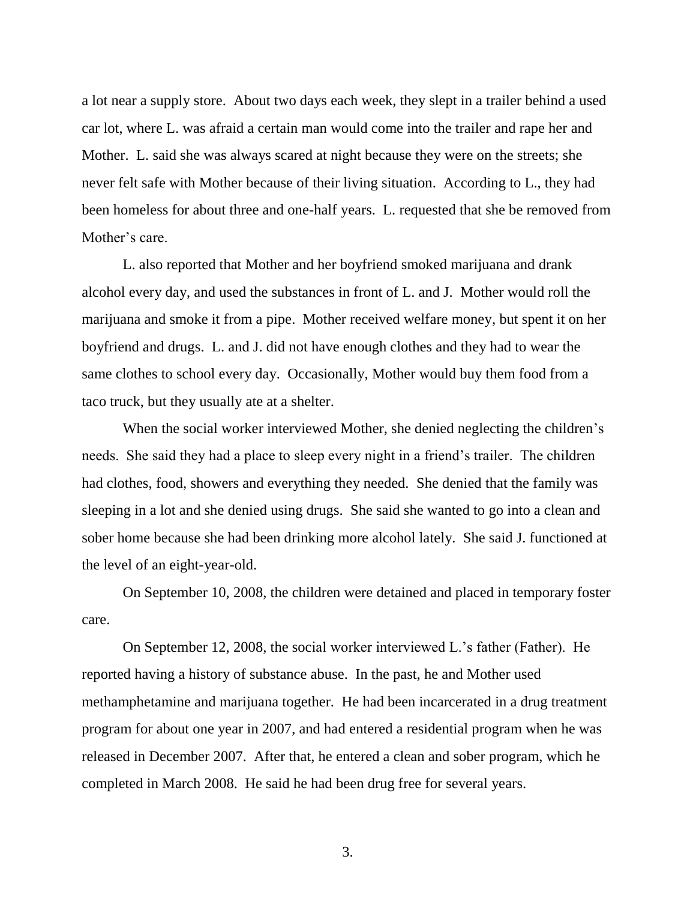a lot near a supply store. About two days each week, they slept in a trailer behind a used car lot, where L. was afraid a certain man would come into the trailer and rape her and Mother. L. said she was always scared at night because they were on the streets; she never felt safe with Mother because of their living situation. According to L., they had been homeless for about three and one-half years. L. requested that she be removed from Mother's care.

L. also reported that Mother and her boyfriend smoked marijuana and drank alcohol every day, and used the substances in front of L. and J. Mother would roll the marijuana and smoke it from a pipe. Mother received welfare money, but spent it on her boyfriend and drugs. L. and J. did not have enough clothes and they had to wear the same clothes to school every day. Occasionally, Mother would buy them food from a taco truck, but they usually ate at a shelter.

When the social worker interviewed Mother, she denied neglecting the children's needs. She said they had a place to sleep every night in a friend's trailer. The children had clothes, food, showers and everything they needed. She denied that the family was sleeping in a lot and she denied using drugs. She said she wanted to go into a clean and sober home because she had been drinking more alcohol lately. She said J. functioned at the level of an eight-year-old.

On September 10, 2008, the children were detained and placed in temporary foster care.

On September 12, 2008, the social worker interviewed L.'s father (Father). He reported having a history of substance abuse. In the past, he and Mother used methamphetamine and marijuana together. He had been incarcerated in a drug treatment program for about one year in 2007, and had entered a residential program when he was released in December 2007. After that, he entered a clean and sober program, which he completed in March 2008. He said he had been drug free for several years.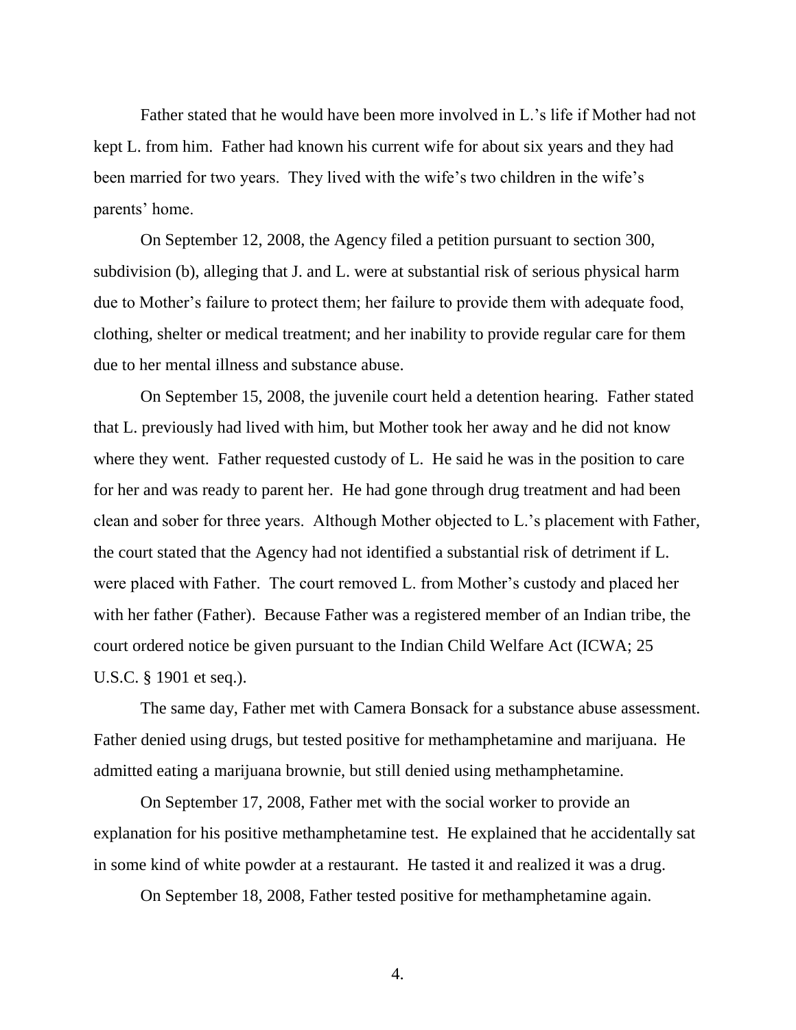Father stated that he would have been more involved in L.'s life if Mother had not kept L. from him. Father had known his current wife for about six years and they had been married for two years. They lived with the wife's two children in the wife's parents' home.

On September 12, 2008, the Agency filed a petition pursuant to section 300, subdivision (b), alleging that J. and L. were at substantial risk of serious physical harm due to Mother's failure to protect them; her failure to provide them with adequate food, clothing, shelter or medical treatment; and her inability to provide regular care for them due to her mental illness and substance abuse.

On September 15, 2008, the juvenile court held a detention hearing. Father stated that L. previously had lived with him, but Mother took her away and he did not know where they went. Father requested custody of L. He said he was in the position to care for her and was ready to parent her. He had gone through drug treatment and had been clean and sober for three years. Although Mother objected to L.'s placement with Father, the court stated that the Agency had not identified a substantial risk of detriment if L. were placed with Father. The court removed L. from Mother's custody and placed her with her father (Father). Because Father was a registered member of an Indian tribe, the court ordered notice be given pursuant to the Indian Child Welfare Act (ICWA; 25 U.S.C. § 1901 et seq.).

The same day, Father met with Camera Bonsack for a substance abuse assessment. Father denied using drugs, but tested positive for methamphetamine and marijuana. He admitted eating a marijuana brownie, but still denied using methamphetamine.

On September 17, 2008, Father met with the social worker to provide an explanation for his positive methamphetamine test. He explained that he accidentally sat in some kind of white powder at a restaurant. He tasted it and realized it was a drug.

On September 18, 2008, Father tested positive for methamphetamine again.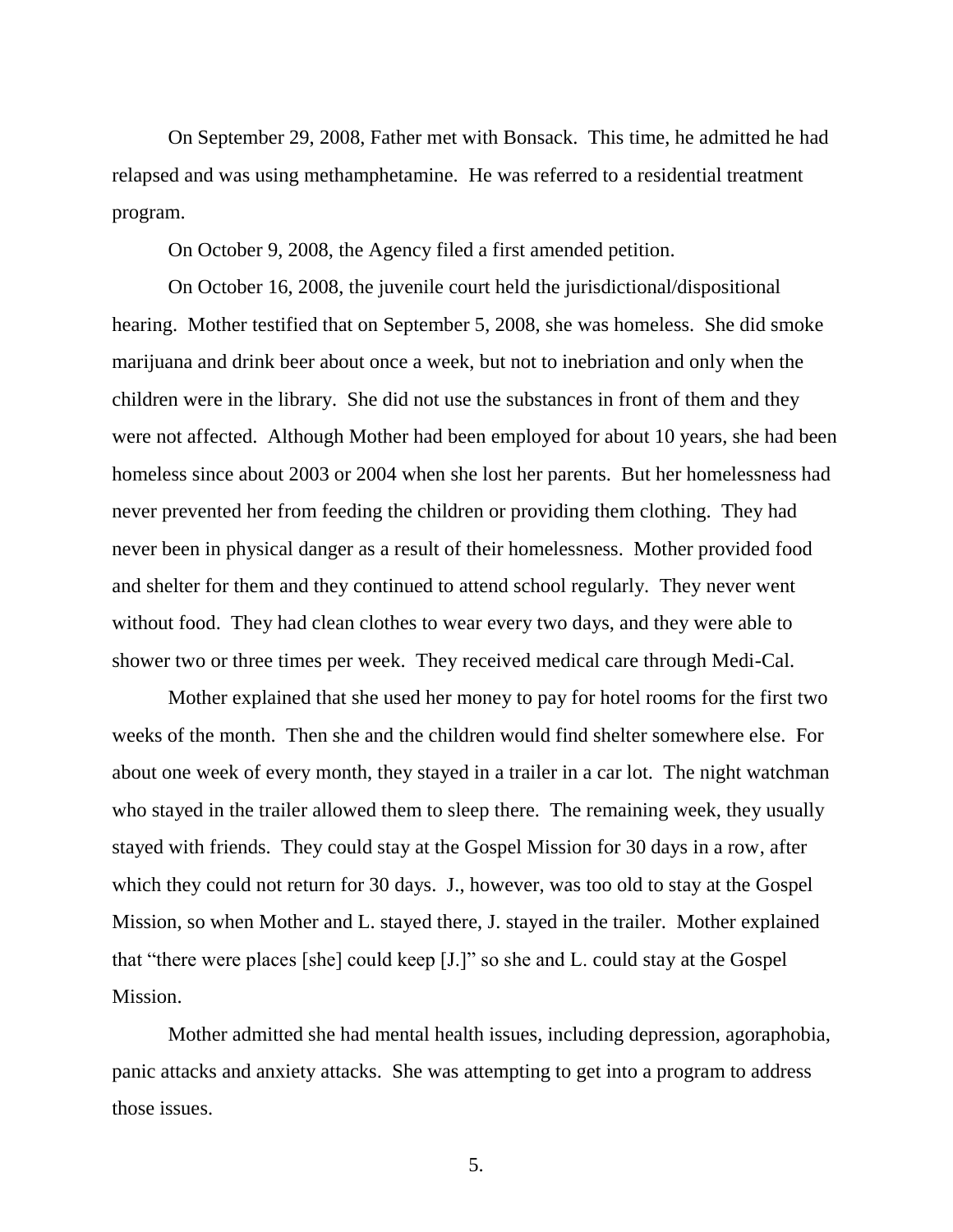On September 29, 2008, Father met with Bonsack. This time, he admitted he had relapsed and was using methamphetamine. He was referred to a residential treatment program.

On October 9, 2008, the Agency filed a first amended petition.

On October 16, 2008, the juvenile court held the jurisdictional/dispositional hearing. Mother testified that on September 5, 2008, she was homeless. She did smoke marijuana and drink beer about once a week, but not to inebriation and only when the children were in the library. She did not use the substances in front of them and they were not affected. Although Mother had been employed for about 10 years, she had been homeless since about 2003 or 2004 when she lost her parents. But her homelessness had never prevented her from feeding the children or providing them clothing. They had never been in physical danger as a result of their homelessness. Mother provided food and shelter for them and they continued to attend school regularly. They never went without food. They had clean clothes to wear every two days, and they were able to shower two or three times per week. They received medical care through Medi-Cal.

Mother explained that she used her money to pay for hotel rooms for the first two weeks of the month. Then she and the children would find shelter somewhere else. For about one week of every month, they stayed in a trailer in a car lot. The night watchman who stayed in the trailer allowed them to sleep there. The remaining week, they usually stayed with friends. They could stay at the Gospel Mission for 30 days in a row, after which they could not return for 30 days. J., however, was too old to stay at the Gospel Mission, so when Mother and L. stayed there, J. stayed in the trailer. Mother explained that "there were places [she] could keep [J.]" so she and L. could stay at the Gospel Mission.

Mother admitted she had mental health issues, including depression, agoraphobia, panic attacks and anxiety attacks. She was attempting to get into a program to address those issues.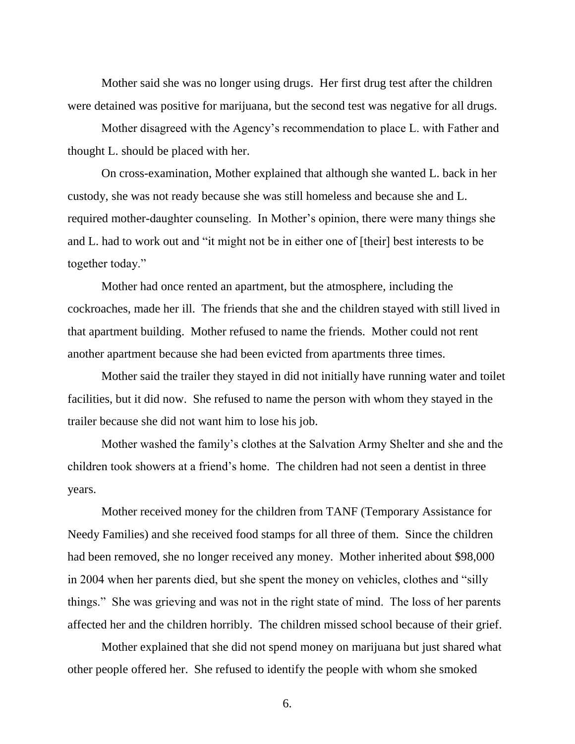Mother said she was no longer using drugs. Her first drug test after the children were detained was positive for marijuana, but the second test was negative for all drugs.

Mother disagreed with the Agency's recommendation to place L. with Father and thought L. should be placed with her.

On cross-examination, Mother explained that although she wanted L. back in her custody, she was not ready because she was still homeless and because she and L. required mother-daughter counseling. In Mother's opinion, there were many things she and L. had to work out and "it might not be in either one of [their] best interests to be together today."

Mother had once rented an apartment, but the atmosphere, including the cockroaches, made her ill. The friends that she and the children stayed with still lived in that apartment building. Mother refused to name the friends. Mother could not rent another apartment because she had been evicted from apartments three times.

Mother said the trailer they stayed in did not initially have running water and toilet facilities, but it did now. She refused to name the person with whom they stayed in the trailer because she did not want him to lose his job.

Mother washed the family's clothes at the Salvation Army Shelter and she and the children took showers at a friend's home. The children had not seen a dentist in three years.

Mother received money for the children from TANF (Temporary Assistance for Needy Families) and she received food stamps for all three of them. Since the children had been removed, she no longer received any money. Mother inherited about $98,000 in 2004 when her parents died, but she spent the money on vehicles, clothes and "silly things." She was grieving and was not in the right state of mind. The loss of her parents affected her and the children horribly. The children missed school because of their grief.

Mother explained that she did not spend money on marijuana but just shared what other people offered her. She refused to identify the people with whom she smoked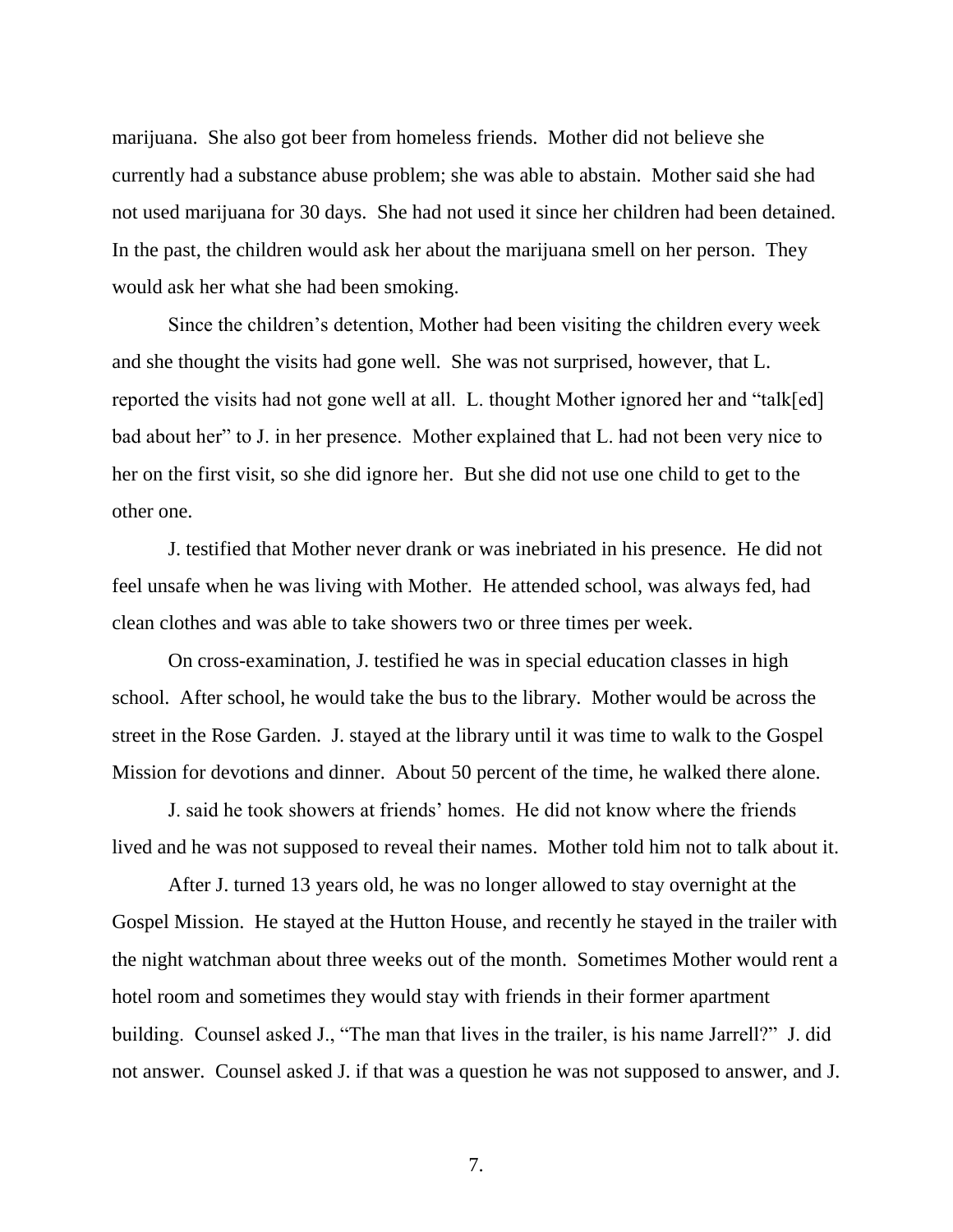marijuana. She also got beer from homeless friends. Mother did not believe she currently had a substance abuse problem; she was able to abstain. Mother said she had not used marijuana for 30 days. She had not used it since her children had been detained. In the past, the children would ask her about the marijuana smell on her person. They would ask her what she had been smoking.

Since the children's detention, Mother had been visiting the children every week and she thought the visits had gone well. She was not surprised, however, that L. reported the visits had not gone well at all. L. thought Mother ignored her and "talk[ed] bad about her" to J. in her presence. Mother explained that L. had not been very nice to her on the first visit, so she did ignore her. But she did not use one child to get to the other one.

J. testified that Mother never drank or was inebriated in his presence. He did not feel unsafe when he was living with Mother. He attended school, was always fed, had clean clothes and was able to take showers two or three times per week.

On cross-examination, J. testified he was in special education classes in high school. After school, he would take the bus to the library. Mother would be across the street in the Rose Garden. J. stayed at the library until it was time to walk to the Gospel Mission for devotions and dinner. About 50 percent of the time, he walked there alone.

J. said he took showers at friends' homes. He did not know where the friends lived and he was not supposed to reveal their names. Mother told him not to talk about it.

After J. turned 13 years old, he was no longer allowed to stay overnight at the Gospel Mission. He stayed at the Hutton House, and recently he stayed in the trailer with the night watchman about three weeks out of the month. Sometimes Mother would rent a hotel room and sometimes they would stay with friends in their former apartment building. Counsel asked J., "The man that lives in the trailer, is his name Jarrell?" J. did not answer. Counsel asked J. if that was a question he was not supposed to answer, and J.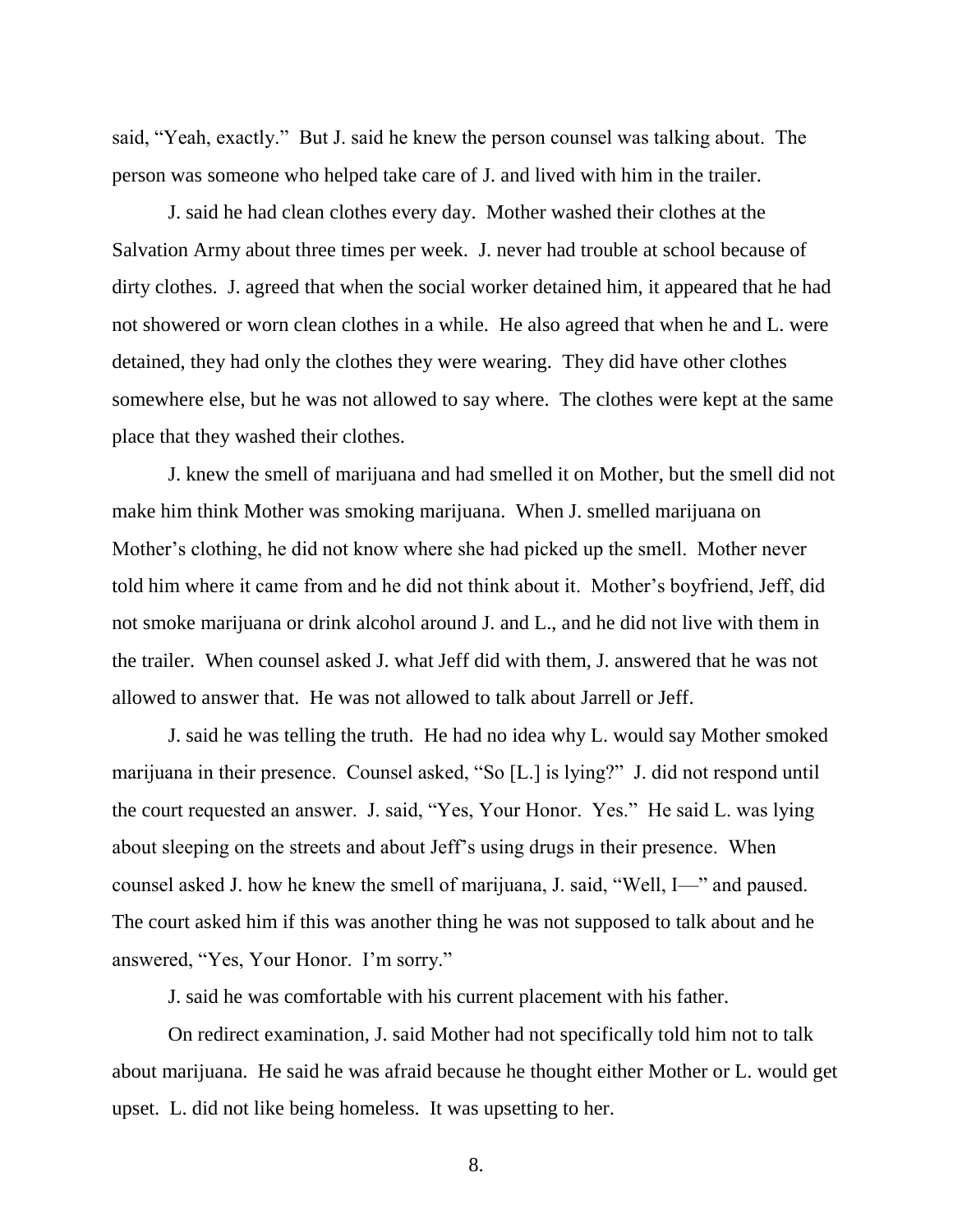said, "Yeah, exactly." But J. said he knew the person counsel was talking about. The person was someone who helped take care of J. and lived with him in the trailer.

J. said he had clean clothes every day. Mother washed their clothes at the Salvation Army about three times per week. J. never had trouble at school because of dirty clothes. J. agreed that when the social worker detained him, it appeared that he had not showered or worn clean clothes in a while. He also agreed that when he and L. were detained, they had only the clothes they were wearing. They did have other clothes somewhere else, but he was not allowed to say where. The clothes were kept at the same place that they washed their clothes.

J. knew the smell of marijuana and had smelled it on Mother, but the smell did not make him think Mother was smoking marijuana. When J. smelled marijuana on Mother's clothing, he did not know where she had picked up the smell. Mother never told him where it came from and he did not think about it. Mother's boyfriend, Jeff, did not smoke marijuana or drink alcohol around J. and L., and he did not live with them in the trailer. When counsel asked J. what Jeff did with them, J. answered that he was not allowed to answer that. He was not allowed to talk about Jarrell or Jeff.

J. said he was telling the truth. He had no idea why L. would say Mother smoked marijuana in their presence. Counsel asked, "So [L.] is lying?" J. did not respond until the court requested an answer. J. said, "Yes, Your Honor. Yes." He said L. was lying about sleeping on the streets and about Jeff's using drugs in their presence. When counsel asked J. how he knew the smell of marijuana, J. said, "Well, I—" and paused. The court asked him if this was another thing he was not supposed to talk about and he answered, "Yes, Your Honor. I'm sorry."

J. said he was comfortable with his current placement with his father.

On redirect examination, J. said Mother had not specifically told him not to talk about marijuana. He said he was afraid because he thought either Mother or L. would get upset. L. did not like being homeless. It was upsetting to her.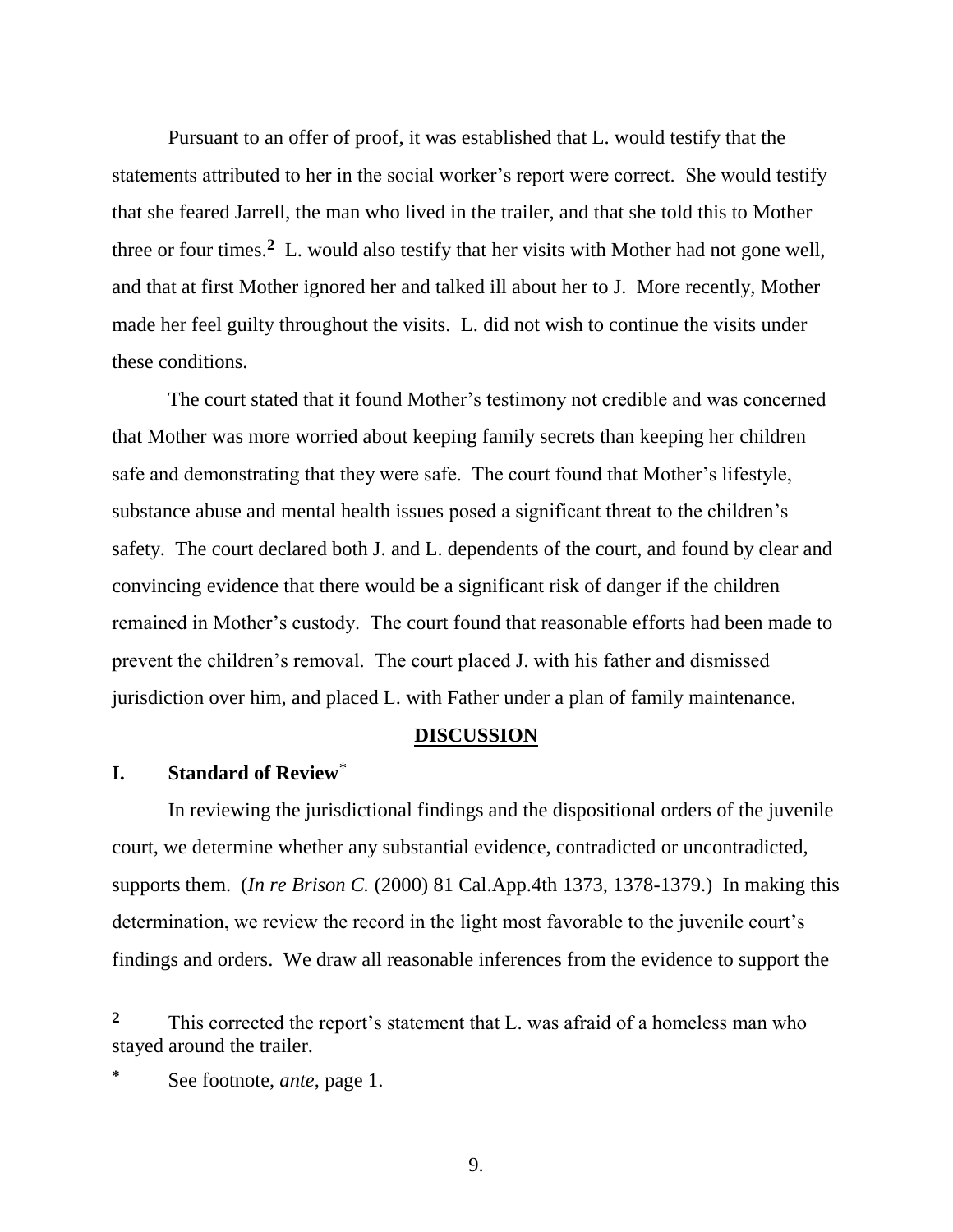Pursuant to an offer of proof, it was established that L. would testify that the statements attributed to her in the social worker's report were correct. She would testify that she feared Jarrell, the man who lived in the trailer, and that she told this to Mother three or four times.[2] L. would also testify that her visits with Mother had not gone well, and that at first Mother ignored her and talked ill about her to J. More recently, Mother made her feel guilty throughout the visits. L. did not wish to continue the visits under these conditions.

The court stated that it found Mother's testimony not credible and was concerned that Mother was more worried about keeping family secrets than keeping her children safe and demonstrating that they were safe. The court found that Mother's lifestyle, substance abuse and mental health issues posed a significant threat to the children's safety. The court declared both J. and L. dependents of the court, and found by clear and convincing evidence that there would be a significant risk of danger if the children remained in Mother's custody. The court found that reasonable efforts had been made to prevent the children's removal. The court placed J. with his father and dismissed jurisdiction over him, and placed L. with Father under a plan of family maintenance.

## DISCUSSION

### I. Standard of Review[*]

In reviewing the jurisdictional findings and the dispositional orders of the juvenile court, we determine whether any substantial evidence, contradicted or uncontradicted, supports them. (*In re Brison C.* (2000) 81 Cal.App.4th 1373, 1378-1379.) In making this determination, we review the record in the light most favorable to the juvenile court's findings and orders. We draw all reasonable inferences from the evidence to support the

---

[2] This corrected the report's statement that L. was afraid of a homeless man who stayed around the trailer.

[*] See footnote, *ante*, page 1.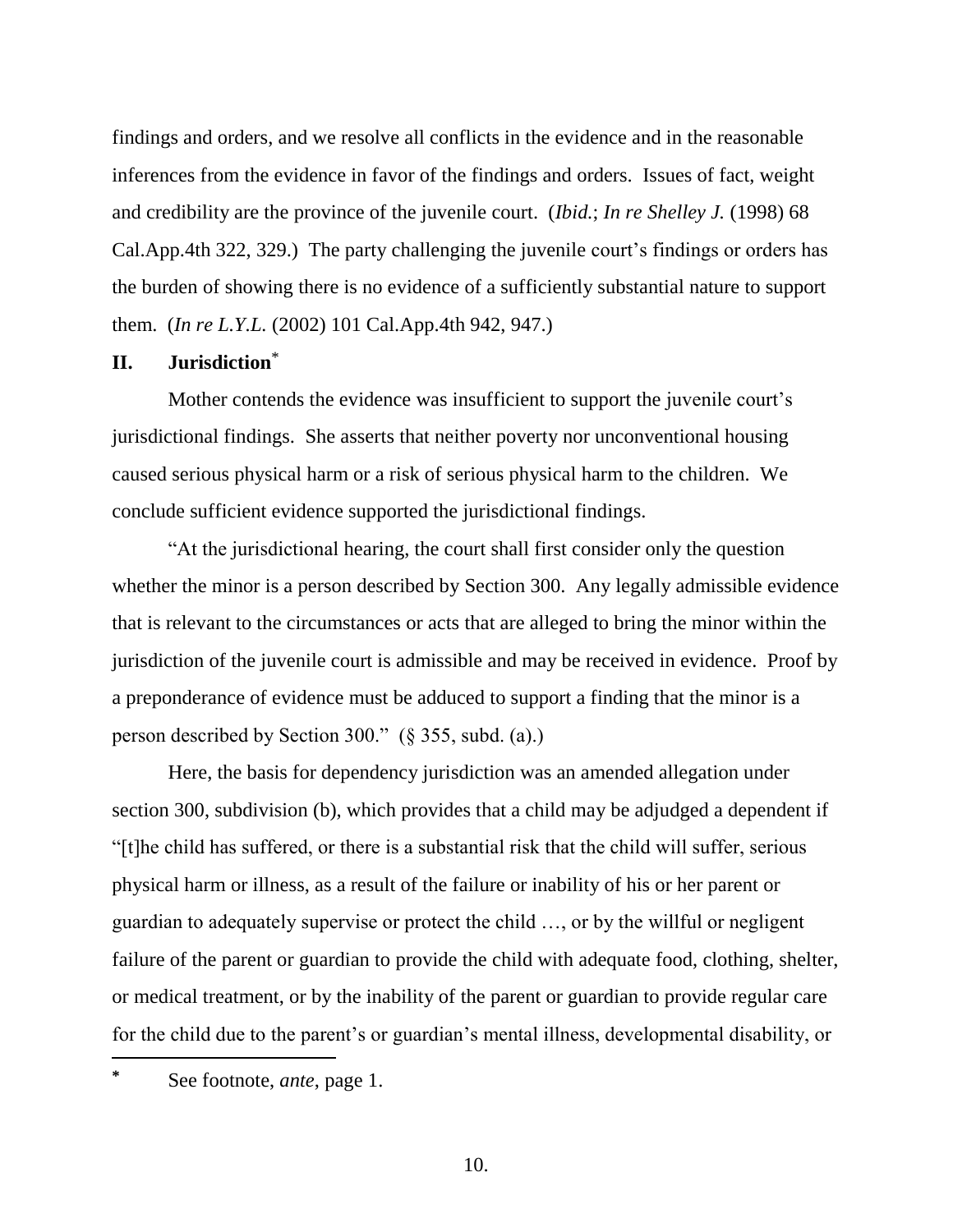findings and orders, and we resolve all conflicts in the evidence and in the reasonable inferences from the evidence in favor of the findings and orders. Issues of fact, weight and credibility are the province of the juvenile court. (*Ibid.*; *In re Shelley J.* (1998) 68 Cal.App.4th 322, 329.) The party challenging the juvenile court's findings or orders has the burden of showing there is no evidence of a sufficiently substantial nature to support them. (*In re L.Y.L.* (2002) 101 Cal.App.4th 942, 947.)

## II. Jurisdiction[*]

Mother contends the evidence was insufficient to support the juvenile court's jurisdictional findings. She asserts that neither poverty nor unconventional housing caused serious physical harm or a risk of serious physical harm to the children. We conclude sufficient evidence supported the jurisdictional findings.

"At the jurisdictional hearing, the court shall first consider only the question whether the minor is a person described by Section 300. Any legally admissible evidence that is relevant to the circumstances or acts that are alleged to bring the minor within the jurisdiction of the juvenile court is admissible and may be received in evidence. Proof by a preponderance of evidence must be adduced to support a finding that the minor is a person described by Section 300." (§ 355, subd. (a).)

Here, the basis for dependency jurisdiction was an amended allegation under section 300, subdivision (b), which provides that a child may be adjudged a dependent if "[t]he child has suffered, or there is a substantial risk that the child will suffer, serious physical harm or illness, as a result of the failure or inability of his or her parent or guardian to adequately supervise or protect the child …, or by the willful or negligent failure of the parent or guardian to provide the child with adequate food, clothing, shelter, or medical treatment, or by the inability of the parent or guardian to provide regular care for the child due to the parent's or guardian's mental illness, developmental disability, or

---

[*] See footnote, *ante*, page 1.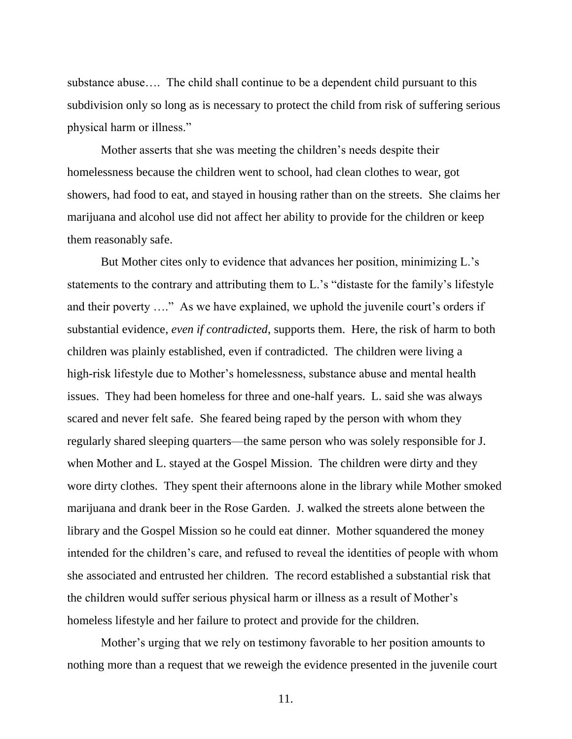substance abuse…. The child shall continue to be a dependent child pursuant to this subdivision only so long as is necessary to protect the child from risk of suffering serious physical harm or illness."

Mother asserts that she was meeting the children's needs despite their homelessness because the children went to school, had clean clothes to wear, got showers, had food to eat, and stayed in housing rather than on the streets. She claims her marijuana and alcohol use did not affect her ability to provide for the children or keep them reasonably safe.

But Mother cites only to evidence that advances her position, minimizing L.'s statements to the contrary and attributing them to L.'s "distaste for the family's lifestyle and their poverty …." As we have explained, we uphold the juvenile court's orders if substantial evidence, *even if contradicted*, supports them. Here, the risk of harm to both children was plainly established, even if contradicted. The children were living a high-risk lifestyle due to Mother's homelessness, substance abuse and mental health issues. They had been homeless for three and one-half years. L. said she was always scared and never felt safe. She feared being raped by the person with whom they regularly shared sleeping quarters—the same person who was solely responsible for J. when Mother and L. stayed at the Gospel Mission. The children were dirty and they wore dirty clothes. They spent their afternoons alone in the library while Mother smoked marijuana and drank beer in the Rose Garden. J. walked the streets alone between the library and the Gospel Mission so he could eat dinner. Mother squandered the money intended for the children's care, and refused to reveal the identities of people with whom she associated and entrusted her children. The record established a substantial risk that the children would suffer serious physical harm or illness as a result of Mother's homeless lifestyle and her failure to protect and provide for the children.

Mother's urging that we rely on testimony favorable to her position amounts to nothing more than a request that we reweigh the evidence presented in the juvenile court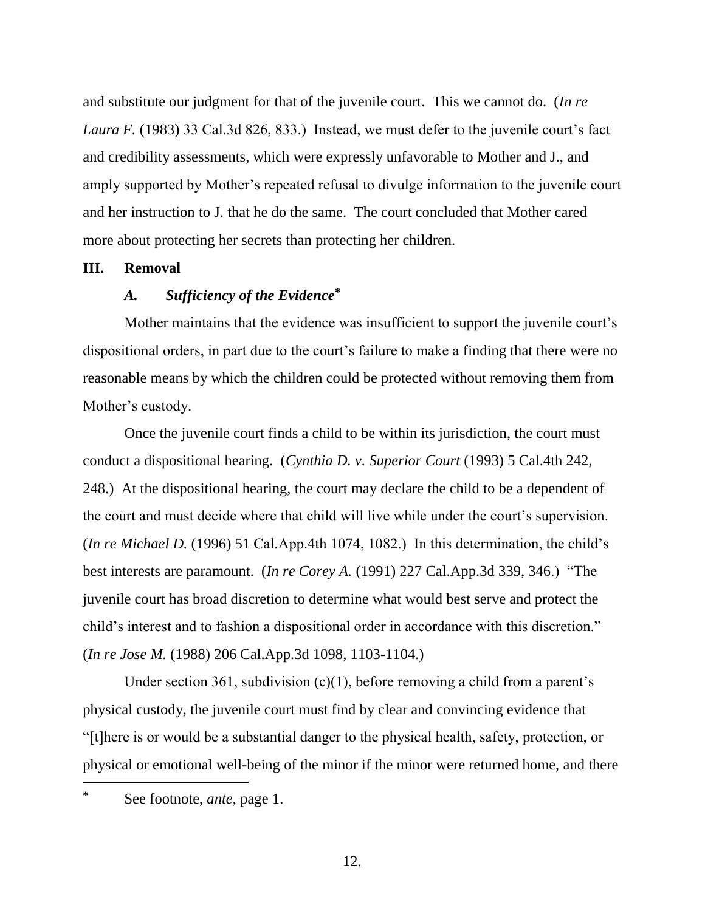and substitute our judgment for that of the juvenile court. This we cannot do. (*In re Laura F.* (1983) 33 Cal.3d 826, 833.) Instead, we must defer to the juvenile court's fact and credibility assessments, which were expressly unfavorable to Mother and J., and amply supported by Mother's repeated refusal to divulge information to the juvenile court and her instruction to J. that he do the same. The court concluded that Mother cared more about protecting her secrets than protecting her children.

## III. Removal

### *A. Sufficiency of the Evidence*[*]

Mother maintains that the evidence was insufficient to support the juvenile court's dispositional orders, in part due to the court's failure to make a finding that there were no reasonable means by which the children could be protected without removing them from Mother's custody.

Once the juvenile court finds a child to be within its jurisdiction, the court must conduct a dispositional hearing. (*Cynthia D. v. Superior Court* (1993) 5 Cal.4th 242, 248.) At the dispositional hearing, the court may declare the child to be a dependent of the court and must decide where that child will live while under the court's supervision. (*In re Michael D.* (1996) 51 Cal.App.4th 1074, 1082.) In this determination, the child's best interests are paramount. (*In re Corey A.* (1991) 227 Cal.App.3d 339, 346.) "The juvenile court has broad discretion to determine what would best serve and protect the child's interest and to fashion a dispositional order in accordance with this discretion." (*In re Jose M.* (1988) 206 Cal.App.3d 1098, 1103-1104.)

Under section 361, subdivision (c)(1), before removing a child from a parent's physical custody, the juvenile court must find by clear and convincing evidence that "[t]here is or would be a substantial danger to the physical health, safety, protection, or physical or emotional well-being of the minor if the minor were returned home, and there

---

[*] See footnote, *ante*, page 1.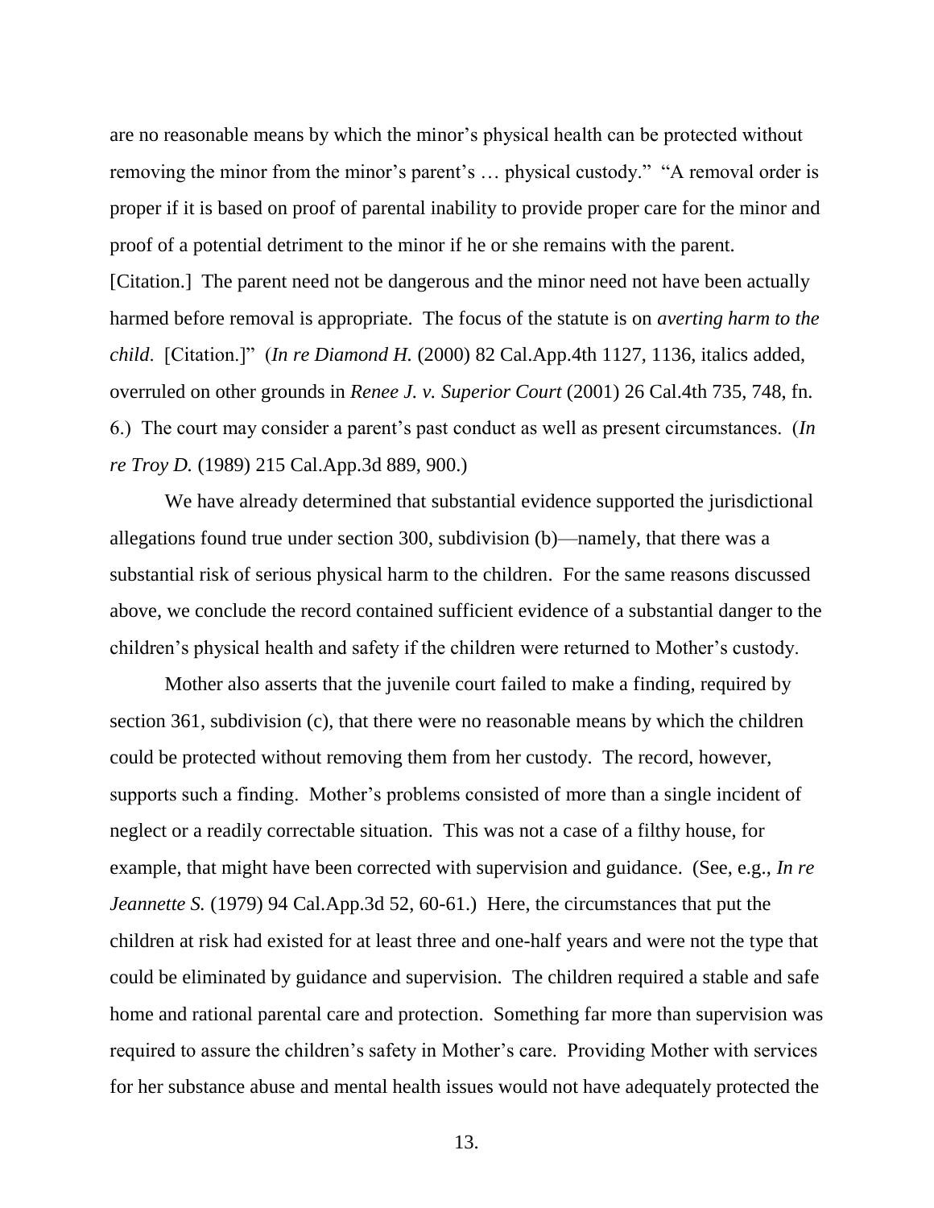are no reasonable means by which the minor's physical health can be protected without removing the minor from the minor's parent's … physical custody." "A removal order is proper if it is based on proof of parental inability to provide proper care for the minor and proof of a potential detriment to the minor if he or she remains with the parent. [Citation.] The parent need not be dangerous and the minor need not have been actually harmed before removal is appropriate. The focus of the statute is on *averting harm to the child*. [Citation.]" (*In re Diamond H.* (2000) 82 Cal.App.4th 1127, 1136, italics added, overruled on other grounds in *Renee J. v. Superior Court* (2001) 26 Cal.4th 735, 748, fn. 6.) The court may consider a parent's past conduct as well as present circumstances. (*In re Troy D.* (1989) 215 Cal.App.3d 889, 900.)

We have already determined that substantial evidence supported the jurisdictional allegations found true under section 300, subdivision (b)—namely, that there was a substantial risk of serious physical harm to the children. For the same reasons discussed above, we conclude the record contained sufficient evidence of a substantial danger to the children's physical health and safety if the children were returned to Mother's custody.

Mother also asserts that the juvenile court failed to make a finding, required by section 361, subdivision (c), that there were no reasonable means by which the children could be protected without removing them from her custody. The record, however, supports such a finding. Mother's problems consisted of more than a single incident of neglect or a readily correctable situation. This was not a case of a filthy house, for example, that might have been corrected with supervision and guidance. (See, e.g., *In re Jeannette S.* (1979) 94 Cal.App.3d 52, 60-61.) Here, the circumstances that put the children at risk had existed for at least three and one-half years and were not the type that could be eliminated by guidance and supervision. The children required a stable and safe home and rational parental care and protection. Something far more than supervision was required to assure the children's safety in Mother's care. Providing Mother with services for her substance abuse and mental health issues would not have adequately protected the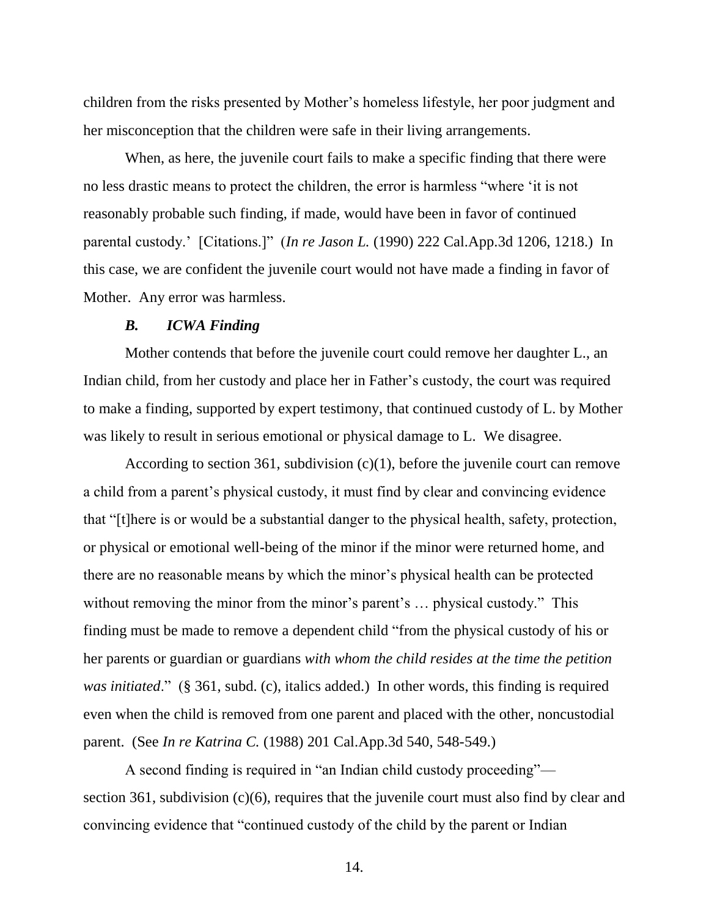children from the risks presented by Mother's homeless lifestyle, her poor judgment and her misconception that the children were safe in their living arrangements.

When, as here, the juvenile court fails to make a specific finding that there were no less drastic means to protect the children, the error is harmless "where 'it is not reasonably probable such finding, if made, would have been in favor of continued parental custody.' [Citations.]" (*In re Jason L.* (1990) 222 Cal.App.3d 1206, 1218.) In this case, we are confident the juvenile court would not have made a finding in favor of Mother. Any error was harmless.

### *B. ICWA Finding*

Mother contends that before the juvenile court could remove her daughter L., an Indian child, from her custody and place her in Father's custody, the court was required to make a finding, supported by expert testimony, that continued custody of L. by Mother was likely to result in serious emotional or physical damage to L. We disagree.

According to section 361, subdivision (c)(1), before the juvenile court can remove a child from a parent's physical custody, it must find by clear and convincing evidence that "[t]here is or would be a substantial danger to the physical health, safety, protection, or physical or emotional well-being of the minor if the minor were returned home, and there are no reasonable means by which the minor's physical health can be protected without removing the minor from the minor's parent's … physical custody." This finding must be made to remove a dependent child "from the physical custody of his or her parents or guardian or guardians *with whom the child resides at the time the petition was initiated*." (§ 361, subd. (c), italics added.) In other words, this finding is required even when the child is removed from one parent and placed with the other, noncustodial parent. (See *In re Katrina C.* (1988) 201 Cal.App.3d 540, 548-549.)

A second finding is required in "an Indian child custody proceeding"— section 361, subdivision (c)(6), requires that the juvenile court must also find by clear and convincing evidence that "continued custody of the child by the parent or Indian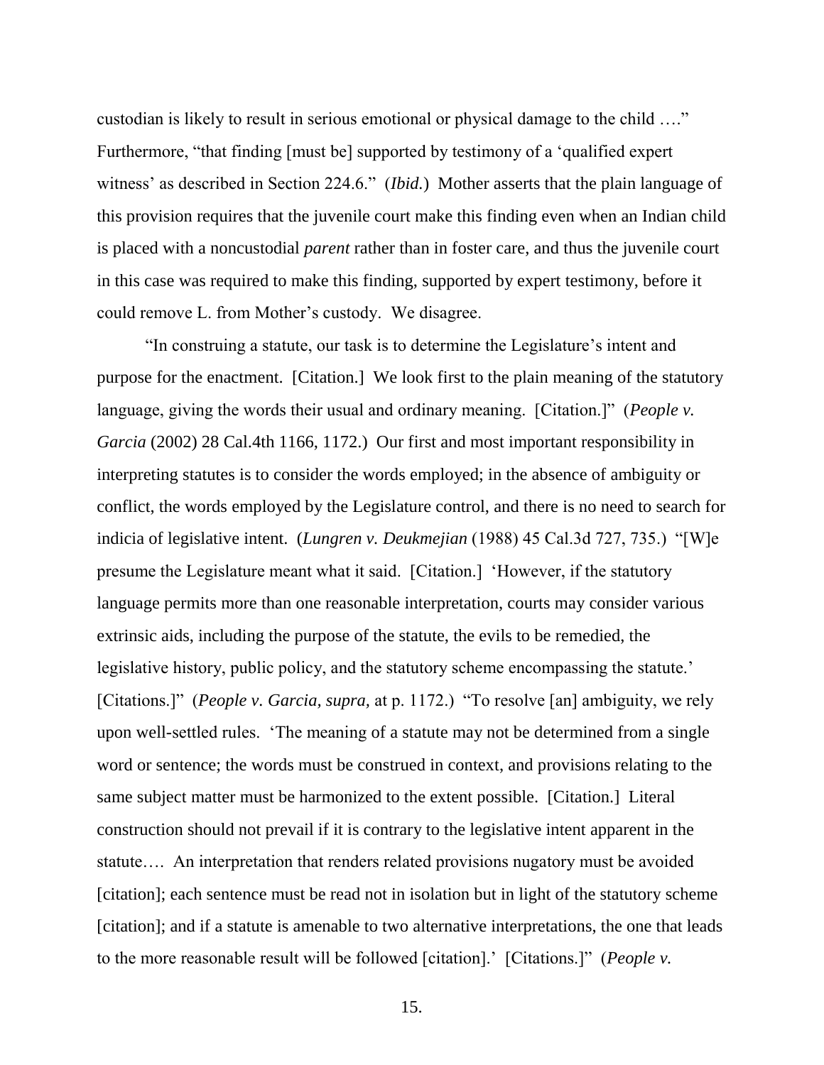custodian is likely to result in serious emotional or physical damage to the child …." Furthermore, "that finding [must be] supported by testimony of a 'qualified expert witness' as described in Section 224.6." (*Ibid.*) Mother asserts that the plain language of this provision requires that the juvenile court make this finding even when an Indian child is placed with a noncustodial *parent* rather than in foster care, and thus the juvenile court in this case was required to make this finding, supported by expert testimony, before it could remove L. from Mother's custody. We disagree.

"In construing a statute, our task is to determine the Legislature's intent and purpose for the enactment. [Citation.] We look first to the plain meaning of the statutory language, giving the words their usual and ordinary meaning. [Citation.]" (*People v. Garcia* (2002) 28 Cal.4th 1166, 1172.) Our first and most important responsibility in interpreting statutes is to consider the words employed; in the absence of ambiguity or conflict, the words employed by the Legislature control, and there is no need to search for indicia of legislative intent. (*Lungren v. Deukmejian* (1988) 45 Cal.3d 727, 735.) "[W]e presume the Legislature meant what it said. [Citation.] 'However, if the statutory language permits more than one reasonable interpretation, courts may consider various extrinsic aids, including the purpose of the statute, the evils to be remedied, the legislative history, public policy, and the statutory scheme encompassing the statute.' [Citations.]" (*People v. Garcia, supra,* at p. 1172.) "To resolve [an] ambiguity, we rely upon well-settled rules. 'The meaning of a statute may not be determined from a single word or sentence; the words must be construed in context, and provisions relating to the same subject matter must be harmonized to the extent possible. [Citation.] Literal construction should not prevail if it is contrary to the legislative intent apparent in the statute…. An interpretation that renders related provisions nugatory must be avoided [citation]; each sentence must be read not in isolation but in light of the statutory scheme [citation]; and if a statute is amenable to two alternative interpretations, the one that leads to the more reasonable result will be followed [citation].' [Citations.]" (*People v.*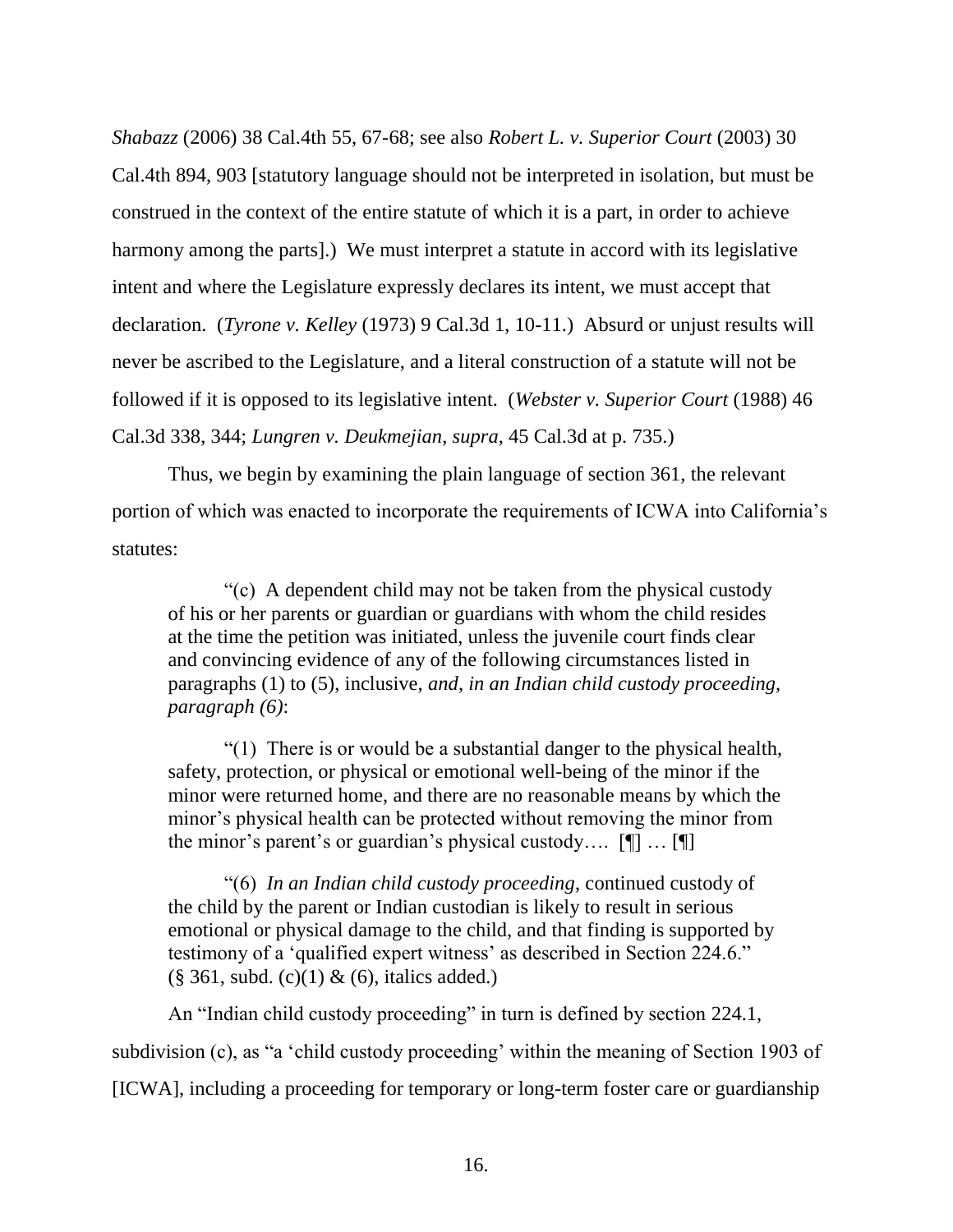*Shabazz* (2006) 38 Cal.4th 55, 67-68; see also *Robert L. v. Superior Court* (2003) 30 Cal.4th 894, 903 [statutory language should not be interpreted in isolation, but must be construed in the context of the entire statute of which it is a part, in order to achieve harmony among the parts].) We must interpret a statute in accord with its legislative intent and where the Legislature expressly declares its intent, we must accept that declaration. (*Tyrone v. Kelley* (1973) 9 Cal.3d 1, 10-11.) Absurd or unjust results will never be ascribed to the Legislature, and a literal construction of a statute will not be followed if it is opposed to its legislative intent. (*Webster v. Superior Court* (1988) 46 Cal.3d 338, 344; *Lungren v. Deukmejian*, *supra*, 45 Cal.3d at p. 735.)

Thus, we begin by examining the plain language of section 361, the relevant portion of which was enacted to incorporate the requirements of ICWA into California's statutes:

> "(c) A dependent child may not be taken from the physical custody of his or her parents or guardian or guardians with whom the child resides at the time the petition was initiated, unless the juvenile court finds clear and convincing evidence of any of the following circumstances listed in paragraphs (1) to (5), inclusive*, and, in an Indian child custody proceeding, paragraph (6)*:
>
> "(1) There is or would be a substantial danger to the physical health, safety, protection, or physical or emotional well-being of the minor if the minor were returned home, and there are no reasonable means by which the minor's physical health can be protected without removing the minor from the minor's parent's or guardian's physical custody…. [¶] … [¶]
>
> "(6) *In an Indian child custody proceeding*, continued custody of the child by the parent or Indian custodian is likely to result in serious emotional or physical damage to the child, and that finding is supported by testimony of a 'qualified expert witness' as described in Section 224.6." (§ 361, subd. (c)(1) & (6), italics added.)

An "Indian child custody proceeding" in turn is defined by section 224.1, subdivision (c), as "a 'child custody proceeding' within the meaning of Section 1903 of [ICWA], including a proceeding for temporary or long-term foster care or guardianship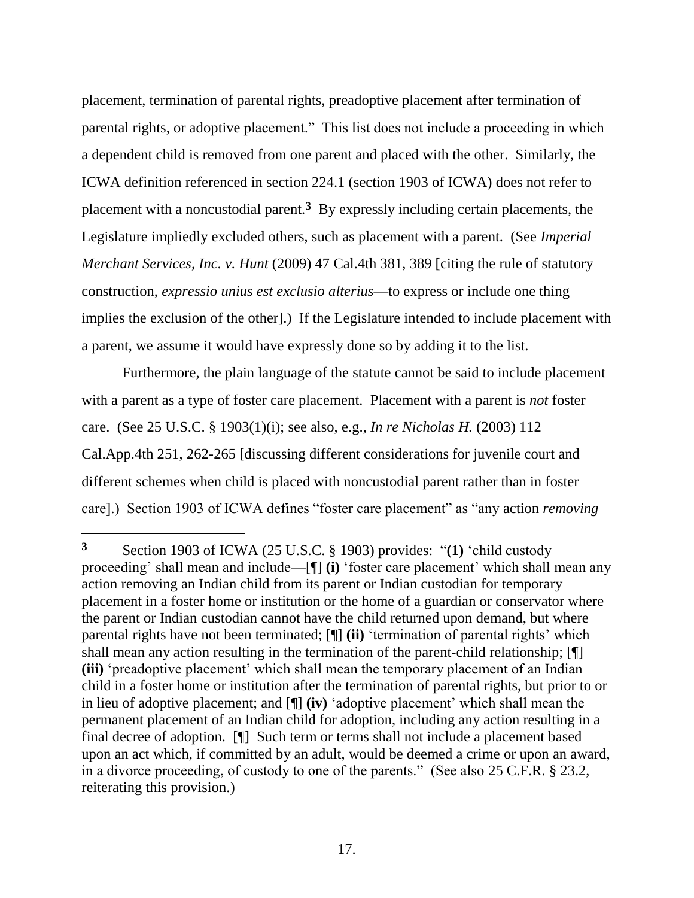placement, termination of parental rights, preadoptive placement after termination of parental rights, or adoptive placement." This list does not include a proceeding in which a dependent child is removed from one parent and placed with the other. Similarly, the ICWA definition referenced in section 224.1 (section 1903 of ICWA) does not refer to placement with a noncustodial parent.[3] By expressly including certain placements, the Legislature impliedly excluded others, such as placement with a parent. (See *Imperial Merchant Services, Inc. v. Hunt* (2009) 47 Cal.4th 381, 389 [citing the rule of statutory construction, *expressio unius est exclusio alterius*—to express or include one thing implies the exclusion of the other].) If the Legislature intended to include placement with a parent, we assume it would have expressly done so by adding it to the list.

Furthermore, the plain language of the statute cannot be said to include placement with a parent as a type of foster care placement. Placement with a parent is *not* foster care. (See 25 U.S.C. § 1903(1)(i); see also, e.g., *In re Nicholas H.* (2003) 112 Cal.App.4th 251, 262-265 [discussing different considerations for juvenile court and different schemes when child is placed with noncustodial parent rather than in foster care].) Section 1903 of ICWA defines "foster care placement" as "any action *removing*

---

**3** Section 1903 of ICWA (25 U.S.C. § 1903) provides: "**(1)** 'child custody proceeding' shall mean and include—[¶] **(i)** 'foster care placement' which shall mean any action removing an Indian child from its parent or Indian custodian for temporary placement in a foster home or institution or the home of a guardian or conservator where the parent or Indian custodian cannot have the child returned upon demand, but where parental rights have not been terminated; [¶] **(ii)** 'termination of parental rights' which shall mean any action resulting in the termination of the parent-child relationship; [¶] **(iii)** 'preadoptive placement' which shall mean the temporary placement of an Indian child in a foster home or institution after the termination of parental rights, but prior to or in lieu of adoptive placement; and [¶] **(iv)** 'adoptive placement' which shall mean the permanent placement of an Indian child for adoption, including any action resulting in a final decree of adoption. [¶] Such term or terms shall not include a placement based upon an act which, if committed by an adult, would be deemed a crime or upon an award, in a divorce proceeding, of custody to one of the parents." (See also 25 C.F.R. § 23.2, reiterating this provision.)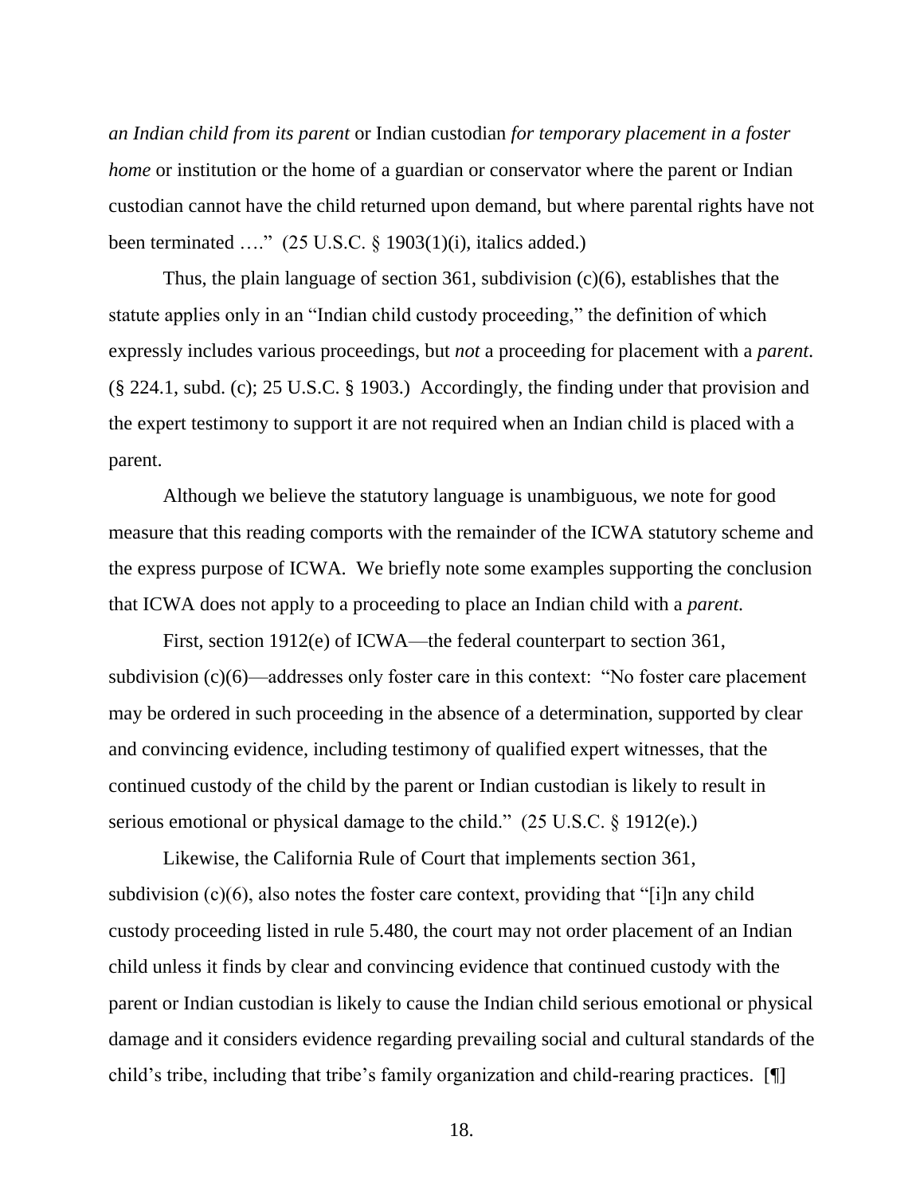*an Indian child from its parent* or Indian custodian *for temporary placement in a foster home* or institution or the home of a guardian or conservator where the parent or Indian custodian cannot have the child returned upon demand, but where parental rights have not been terminated …." (25 U.S.C. § 1903(1)(i), italics added.)

Thus, the plain language of section 361, subdivision (c)(6), establishes that the statute applies only in an "Indian child custody proceeding," the definition of which expressly includes various proceedings, but *not* a proceeding for placement with a *parent*. (§ 224.1, subd. (c); 25 U.S.C. § 1903.) Accordingly, the finding under that provision and the expert testimony to support it are not required when an Indian child is placed with a parent.

Although we believe the statutory language is unambiguous, we note for good measure that this reading comports with the remainder of the ICWA statutory scheme and the express purpose of ICWA. We briefly note some examples supporting the conclusion that ICWA does not apply to a proceeding to place an Indian child with a *parent.*

First, section 1912(e) of ICWA—the federal counterpart to section 361, subdivision (c)(6)—addresses only foster care in this context: "No foster care placement may be ordered in such proceeding in the absence of a determination, supported by clear and convincing evidence, including testimony of qualified expert witnesses, that the continued custody of the child by the parent or Indian custodian is likely to result in serious emotional or physical damage to the child." (25 U.S.C. § 1912(e).)

Likewise, the California Rule of Court that implements section 361, subdivision (c)(6), also notes the foster care context, providing that "[i]n any child custody proceeding listed in rule 5.480, the court may not order placement of an Indian child unless it finds by clear and convincing evidence that continued custody with the parent or Indian custodian is likely to cause the Indian child serious emotional or physical damage and it considers evidence regarding prevailing social and cultural standards of the child's tribe, including that tribe's family organization and child-rearing practices. [¶]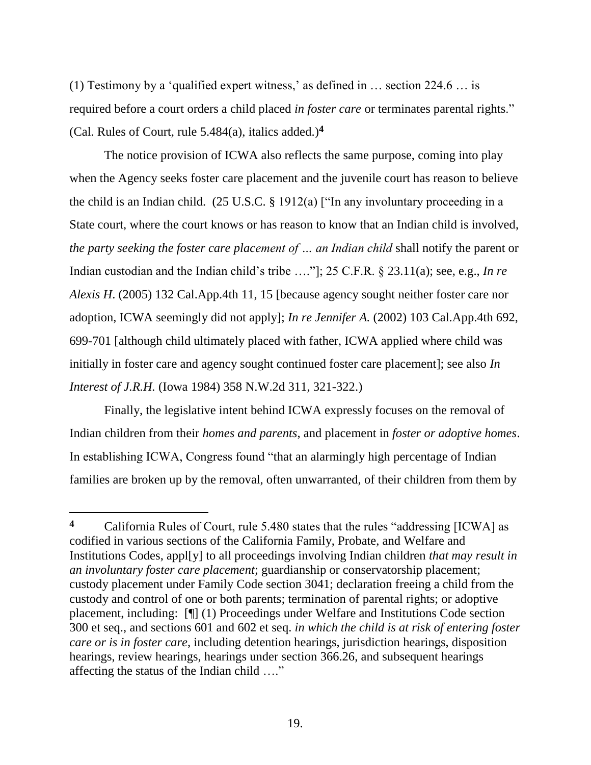(1) Testimony by a 'qualified expert witness,' as defined in … section 224.6 … is required before a court orders a child placed *in foster care* or terminates parental rights." (Cal. Rules of Court, rule 5.484(a), italics added.)[4]

The notice provision of ICWA also reflects the same purpose, coming into play when the Agency seeks foster care placement and the juvenile court has reason to believe the child is an Indian child. (25 U.S.C. § 1912(a) ["In any involuntary proceeding in a State court, where the court knows or has reason to know that an Indian child is involved, *the party seeking the foster care placement of … an Indian child* shall notify the parent or Indian custodian and the Indian child's tribe …."]; 25 C.F.R. § 23.11(a); see, e.g., *In re Alexis H.* (2005) 132 Cal.App.4th 11, 15 [because agency sought neither foster care nor adoption, ICWA seemingly did not apply]; *In re Jennifer A.* (2002) 103 Cal.App.4th 692, 699-701 [although child ultimately placed with father, ICWA applied where child was initially in foster care and agency sought continued foster care placement]; see also *In Interest of J.R.H.* (Iowa 1984) 358 N.W.2d 311, 321-322.)

Finally, the legislative intent behind ICWA expressly focuses on the removal of Indian children from their *homes and parents*, and placement in *foster or adoptive homes*. In establishing ICWA, Congress found "that an alarmingly high percentage of Indian families are broken up by the removal, often unwarranted, of their children from them by

---

[4] California Rules of Court, rule 5.480 states that the rules "addressing [ICWA] as codified in various sections of the California Family, Probate, and Welfare and Institutions Codes, appl[y] to all proceedings involving Indian children *that may result in an involuntary foster care placement*; guardianship or conservatorship placement; custody placement under Family Code section 3041; declaration freeing a child from the custody and control of one or both parents; termination of parental rights; or adoptive placement, including: [¶] (1) Proceedings under Welfare and Institutions Code section 300 et seq., and sections 601 and 602 et seq. *in which the child is at risk of entering foster care or is in foster care*, including detention hearings, jurisdiction hearings, disposition hearings, review hearings, hearings under section 366.26, and subsequent hearings affecting the status of the Indian child …."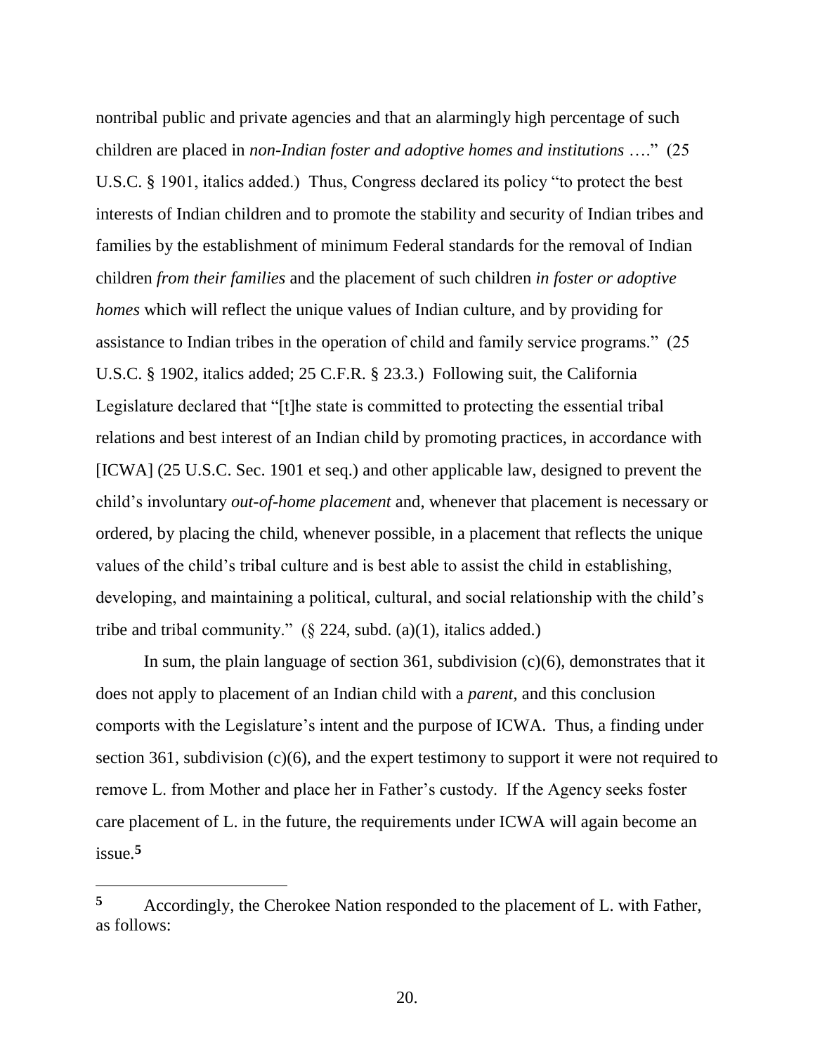nontribal public and private agencies and that an alarmingly high percentage of such children are placed in *non-Indian foster and adoptive homes and institutions* …." (25 U.S.C. § 1901, italics added.) Thus, Congress declared its policy "to protect the best interests of Indian children and to promote the stability and security of Indian tribes and families by the establishment of minimum Federal standards for the removal of Indian children *from their families* and the placement of such children *in foster or adoptive homes* which will reflect the unique values of Indian culture, and by providing for assistance to Indian tribes in the operation of child and family service programs." (25 U.S.C. § 1902, italics added; 25 C.F.R. § 23.3.) Following suit, the California Legislature declared that "[t]he state is committed to protecting the essential tribal relations and best interest of an Indian child by promoting practices, in accordance with [ICWA] (25 U.S.C. Sec. 1901 et seq.) and other applicable law, designed to prevent the child's involuntary *out-of-home placement* and, whenever that placement is necessary or ordered, by placing the child, whenever possible, in a placement that reflects the unique values of the child's tribal culture and is best able to assist the child in establishing, developing, and maintaining a political, cultural, and social relationship with the child's tribe and tribal community." (§ 224, subd. (a)(1), italics added.)

In sum, the plain language of section 361, subdivision (c)(6), demonstrates that it does not apply to placement of an Indian child with a *parent*, and this conclusion comports with the Legislature's intent and the purpose of ICWA. Thus, a finding under section 361, subdivision (c)(6), and the expert testimony to support it were not required to remove L. from Mother and place her in Father's custody. If the Agency seeks foster care placement of L. in the future, the requirements under ICWA will again become an issue.[5]

---

**5** Accordingly, the Cherokee Nation responded to the placement of L. with Father, as follows: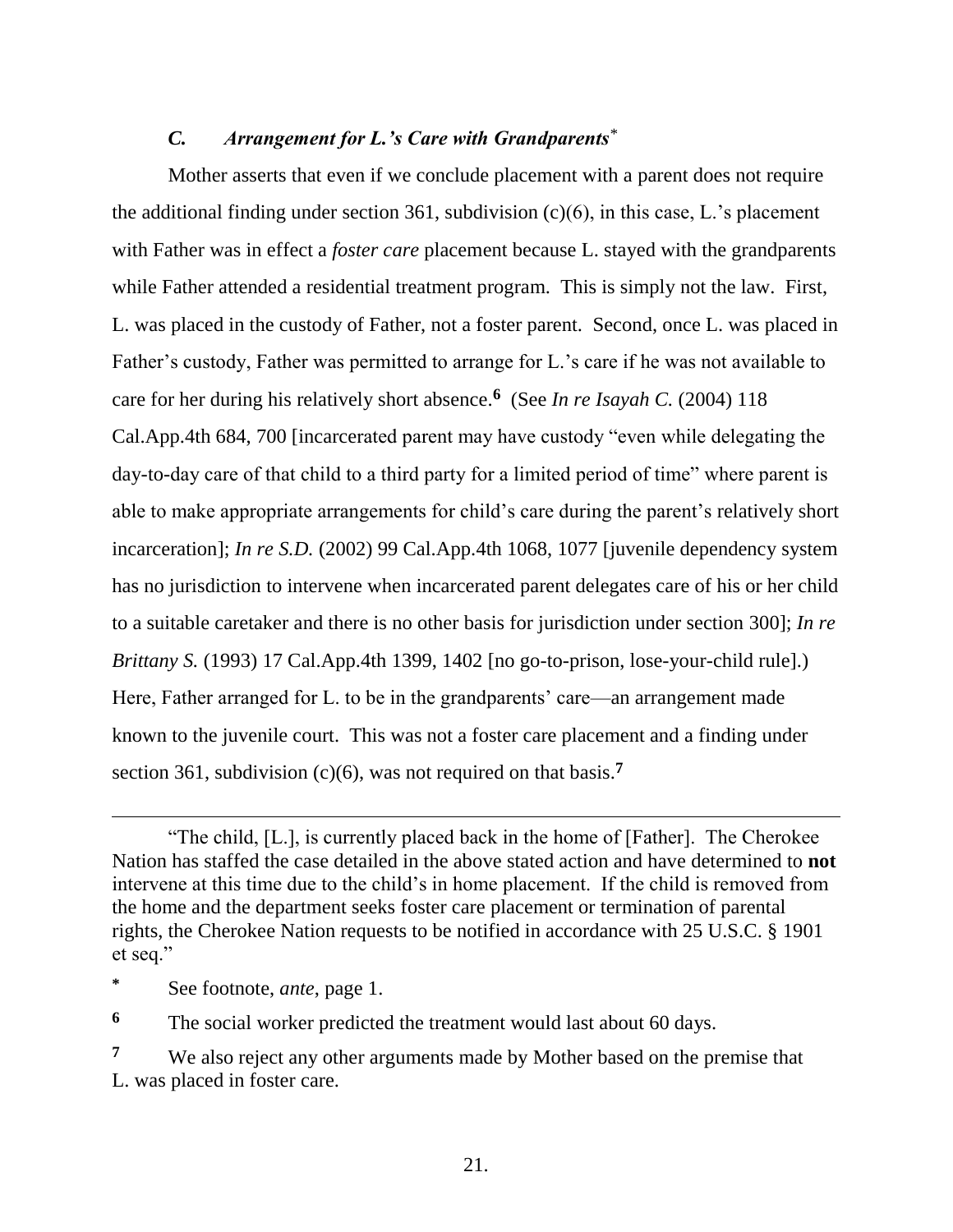### *C. Arrangement for L.'s Care with Grandparents*[*]

Mother asserts that even if we conclude placement with a parent does not require the additional finding under section 361, subdivision (c)(6), in this case, L.'s placement with Father was in effect a *foster care* placement because L. stayed with the grandparents while Father attended a residential treatment program. This is simply not the law. First, L. was placed in the custody of Father, not a foster parent. Second, once L. was placed in Father's custody, Father was permitted to arrange for L.'s care if he was not available to care for her during his relatively short absence.[6] (See *In re Isayah C.* (2004) 118 Cal.App.4th 684, 700 [incarcerated parent may have custody "even while delegating the day-to-day care of that child to a third party for a limited period of time" where parent is able to make appropriate arrangements for child's care during the parent's relatively short incarceration]; *In re S.D.* (2002) 99 Cal.App.4th 1068, 1077 [juvenile dependency system has no jurisdiction to intervene when incarcerated parent delegates care of his or her child to a suitable caretaker and there is no other basis for jurisdiction under section 300]; *In re Brittany S.* (1993) 17 Cal.App.4th 1399, 1402 [no go-to-prison, lose-your-child rule].) Here, Father arranged for L. to be in the grandparents' care—an arrangement made known to the juvenile court. This was not a foster care placement and a finding under section 361, subdivision (c)(6), was not required on that basis.[7]

---

"The child, [L.], is currently placed back in the home of [Father]. The Cherokee Nation has staffed the case detailed in the above stated action and have determined to **not** intervene at this time due to the child's in home placement. If the child is removed from the home and the department seeks foster care placement or termination of parental rights, the Cherokee Nation requests to be notified in accordance with 25 U.S.C. § 1901 et seq."

[*] See footnote, *ante*, page 1.

[6] The social worker predicted the treatment would last about 60 days.

[7] We also reject any other arguments made by Mother based on the premise that L. was placed in foster care.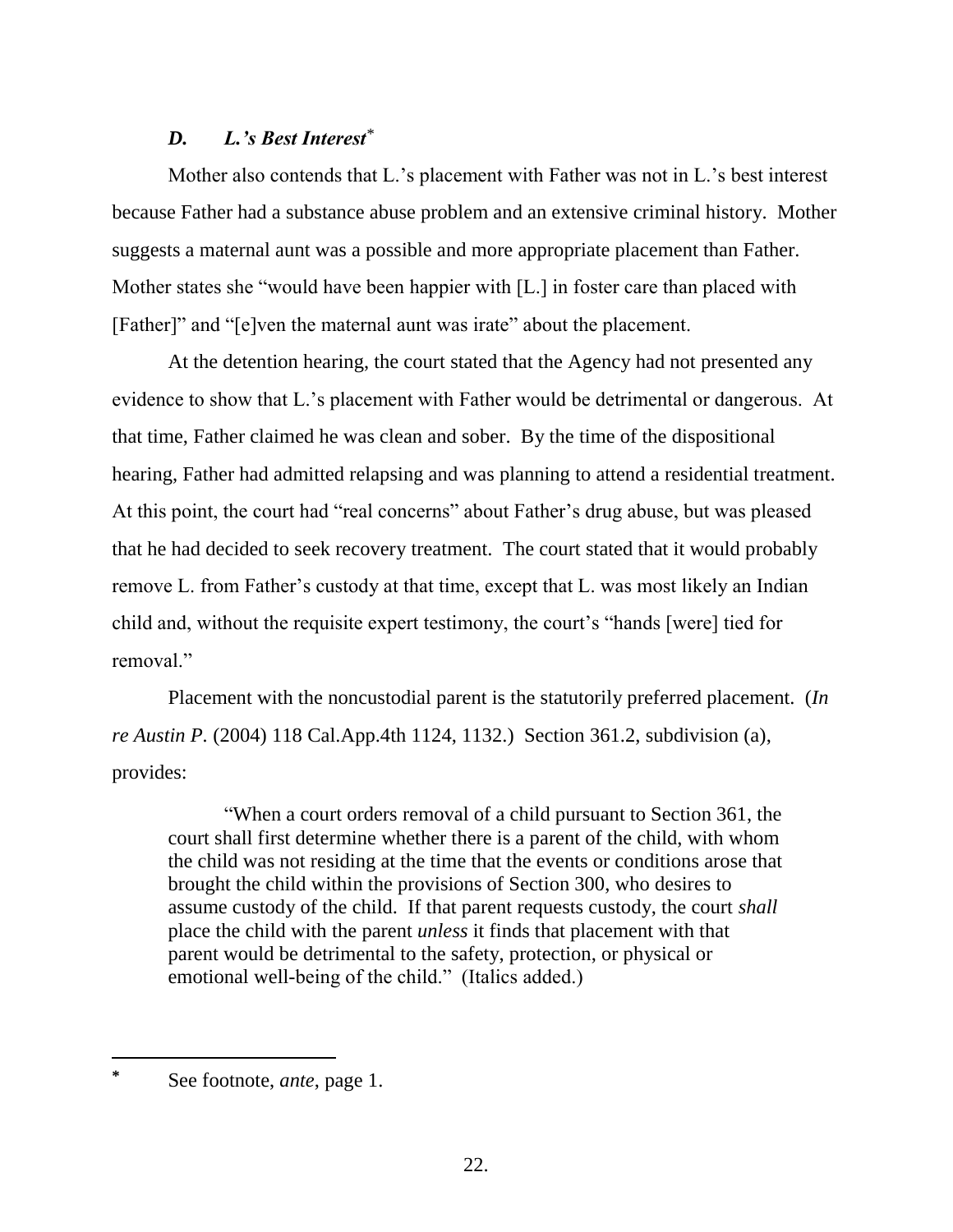### *D. L.'s Best Interest*[*]

Mother also contends that L.'s placement with Father was not in L.'s best interest because Father had a substance abuse problem and an extensive criminal history. Mother suggests a maternal aunt was a possible and more appropriate placement than Father. Mother states she "would have been happier with [L.] in foster care than placed with [Father]" and "[e]ven the maternal aunt was irate" about the placement.

At the detention hearing, the court stated that the Agency had not presented any evidence to show that L.'s placement with Father would be detrimental or dangerous. At that time, Father claimed he was clean and sober. By the time of the dispositional hearing, Father had admitted relapsing and was planning to attend a residential treatment. At this point, the court had "real concerns" about Father's drug abuse, but was pleased that he had decided to seek recovery treatment. The court stated that it would probably remove L. from Father's custody at that time, except that L. was most likely an Indian child and, without the requisite expert testimony, the court's "hands [were] tied for removal."

Placement with the noncustodial parent is the statutorily preferred placement. (*In re Austin P.* (2004) 118 Cal.App.4th 1124, 1132.) Section 361.2, subdivision (a), provides:

> "When a court orders removal of a child pursuant to Section 361, the court shall first determine whether there is a parent of the child, with whom the child was not residing at the time that the events or conditions arose that brought the child within the provisions of Section 300, who desires to assume custody of the child. If that parent requests custody, the court *shall* place the child with the parent *unless* it finds that placement with that parent would be detrimental to the safety, protection, or physical or emotional well-being of the child." (Italics added.)

---

[*] See footnote, *ante*, page 1.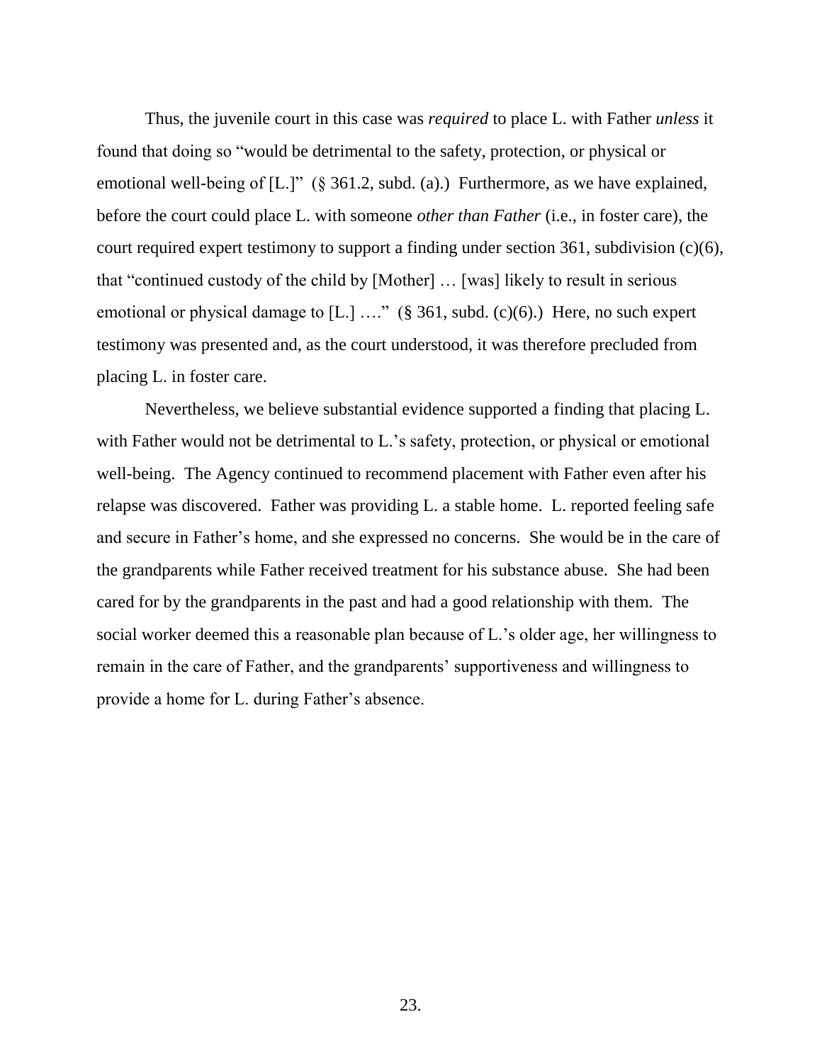Thus, the juvenile court in this case was *required* to place L. with Father *unless* it found that doing so "would be detrimental to the safety, protection, or physical or emotional well-being of [L.]" (§ 361.2, subd. (a).) Furthermore, as we have explained, before the court could place L. with someone *other than Father* (i.e., in foster care), the court required expert testimony to support a finding under section 361, subdivision (c)(6), that "continued custody of the child by [Mother] … [was] likely to result in serious emotional or physical damage to [L.] …." (§ 361, subd. (c)(6).) Here, no such expert testimony was presented and, as the court understood, it was therefore precluded from placing L. in foster care.

Nevertheless, we believe substantial evidence supported a finding that placing L. with Father would not be detrimental to L.'s safety, protection, or physical or emotional well-being. The Agency continued to recommend placement with Father even after his relapse was discovered. Father was providing L. a stable home. L. reported feeling safe and secure in Father's home, and she expressed no concerns. She would be in the care of the grandparents while Father received treatment for his substance abuse. She had been cared for by the grandparents in the past and had a good relationship with them. The social worker deemed this a reasonable plan because of L.'s older age, her willingness to remain in the care of Father, and the grandparents' supportiveness and willingness to provide a home for L. during Father's absence.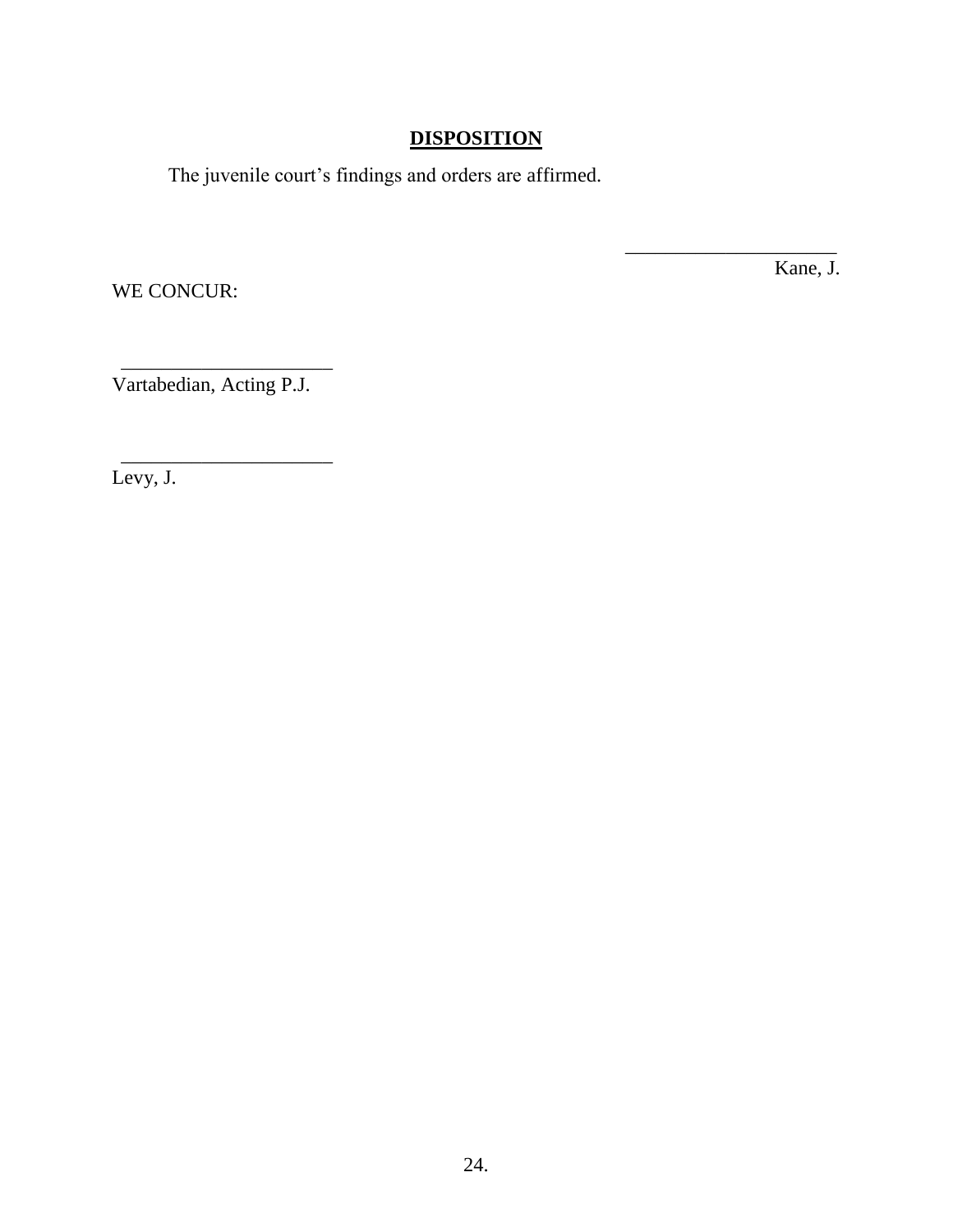## **DISPOSITION**

The juvenile court's findings and orders are affirmed.

\_\_\_\_\_\_\_\_\_\_\_\_\_\_\_\_\_\_\_\_\_\_
Kane, J.

WE CONCUR:

\_\_\_\_\_\_\_\_\_\_\_\_\_\_\_\_\_\_\_\_\_\_
Vartabedian, Acting P.J.

\_\_\_\_\_\_\_\_\_\_\_\_\_\_\_\_\_\_\_\_\_\_
Levy, J.